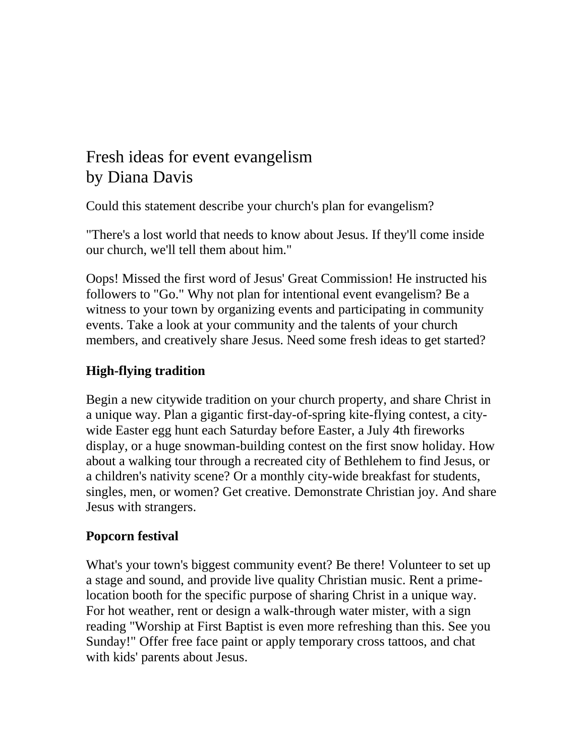# Fresh ideas for event evangelism
by Diana Davis

Could this statement describe your church's plan for evangelism?

"There's a lost world that needs to know about Jesus. If they'll come inside our church, we'll tell them about him."

Oops! Missed the first word of Jesus' Great Commission! He instructed his followers to "Go." Why not plan for intentional event evangelism? Be a witness to your town by organizing events and participating in community events. Take a look at your community and the talents of your church members, and creatively share Jesus. Need some fresh ideas to get started?

## High-flying tradition

Begin a new citywide tradition on your church property, and share Christ in a unique way. Plan a gigantic first-day-of-spring kite-flying contest, a city-wide Easter egg hunt each Saturday before Easter, a July 4th fireworks display, or a huge snowman-building contest on the first snow holiday. How about a walking tour through a recreated city of Bethlehem to find Jesus, or a children's nativity scene? Or a monthly city-wide breakfast for students, singles, men, or women? Get creative. Demonstrate Christian joy. And share Jesus with strangers.

## Popcorn festival

What's your town's biggest community event? Be there! Volunteer to set up a stage and sound, and provide live quality Christian music. Rent a prime-location booth for the specific purpose of sharing Christ in a unique way. For hot weather, rent or design a walk-through water mister, with a sign reading "Worship at First Baptist is even more refreshing than this. See you Sunday!" Offer free face paint or apply temporary cross tattoos, and chat with kids' parents about Jesus.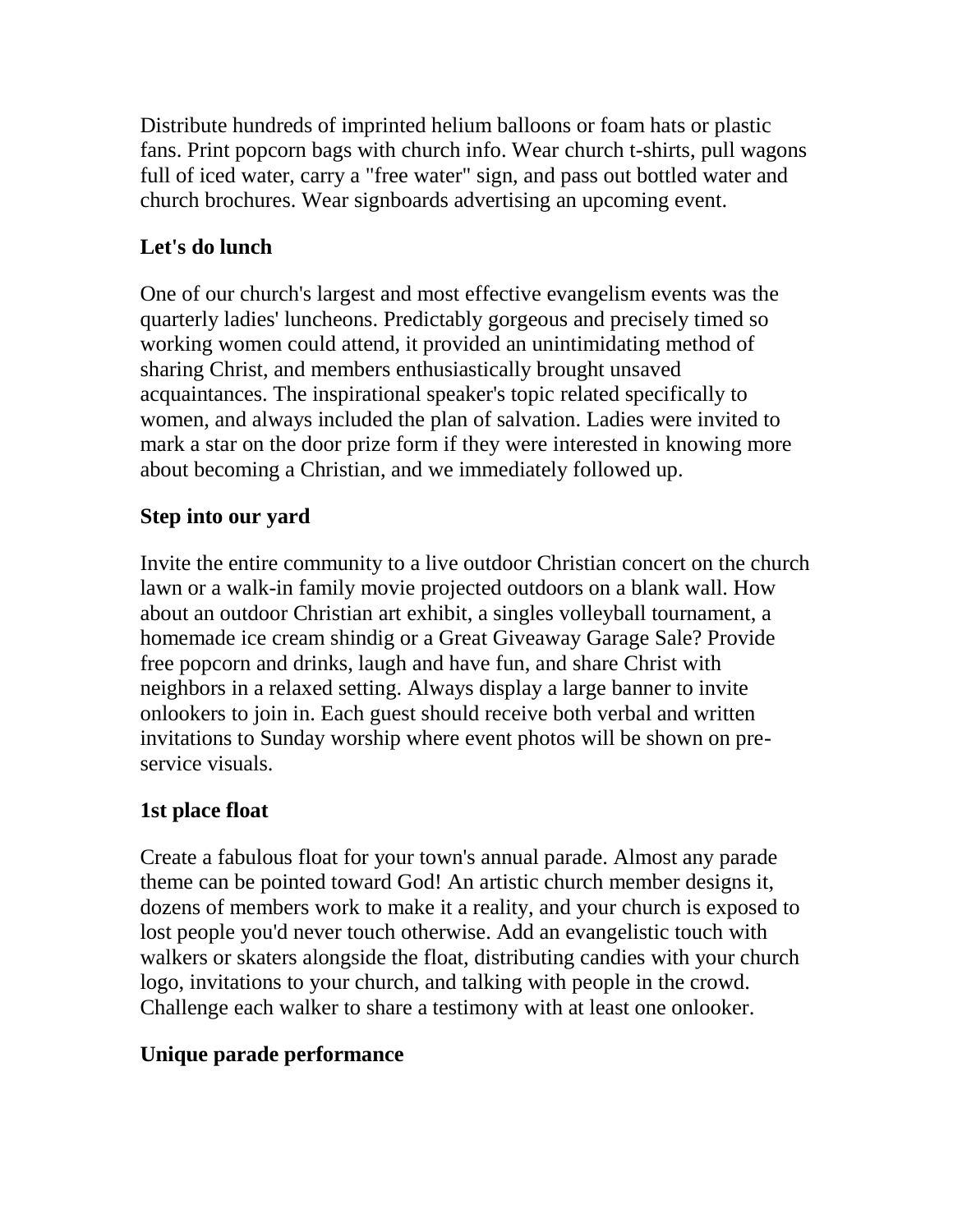Distribute hundreds of imprinted helium balloons or foam hats or plastic fans. Print popcorn bags with church info. Wear church t-shirts, pull wagons full of iced water, carry a "free water" sign, and pass out bottled water and church brochures. Wear signboards advertising an upcoming event.

### Let's do lunch

One of our church's largest and most effective evangelism events was the quarterly ladies' luncheons. Predictably gorgeous and precisely timed so working women could attend, it provided an unintimidating method of sharing Christ, and members enthusiastically brought unsaved acquaintances. The inspirational speaker's topic related specifically to women, and always included the plan of salvation. Ladies were invited to mark a star on the door prize form if they were interested in knowing more about becoming a Christian, and we immediately followed up.

### Step into our yard

Invite the entire community to a live outdoor Christian concert on the church lawn or a walk-in family movie projected outdoors on a blank wall. How about an outdoor Christian art exhibit, a singles volleyball tournament, a homemade ice cream shindig or a Great Giveaway Garage Sale? Provide free popcorn and drinks, laugh and have fun, and share Christ with neighbors in a relaxed setting. Always display a large banner to invite onlookers to join in. Each guest should receive both verbal and written invitations to Sunday worship where event photos will be shown on pre-service visuals.

### 1st place float

Create a fabulous float for your town's annual parade. Almost any parade theme can be pointed toward God! An artistic church member designs it, dozens of members work to make it a reality, and your church is exposed to lost people you'd never touch otherwise. Add an evangelistic touch with walkers or skaters alongside the float, distributing candies with your church logo, invitations to your church, and talking with people in the crowd. Challenge each walker to share a testimony with at least one onlooker.

### Unique parade performance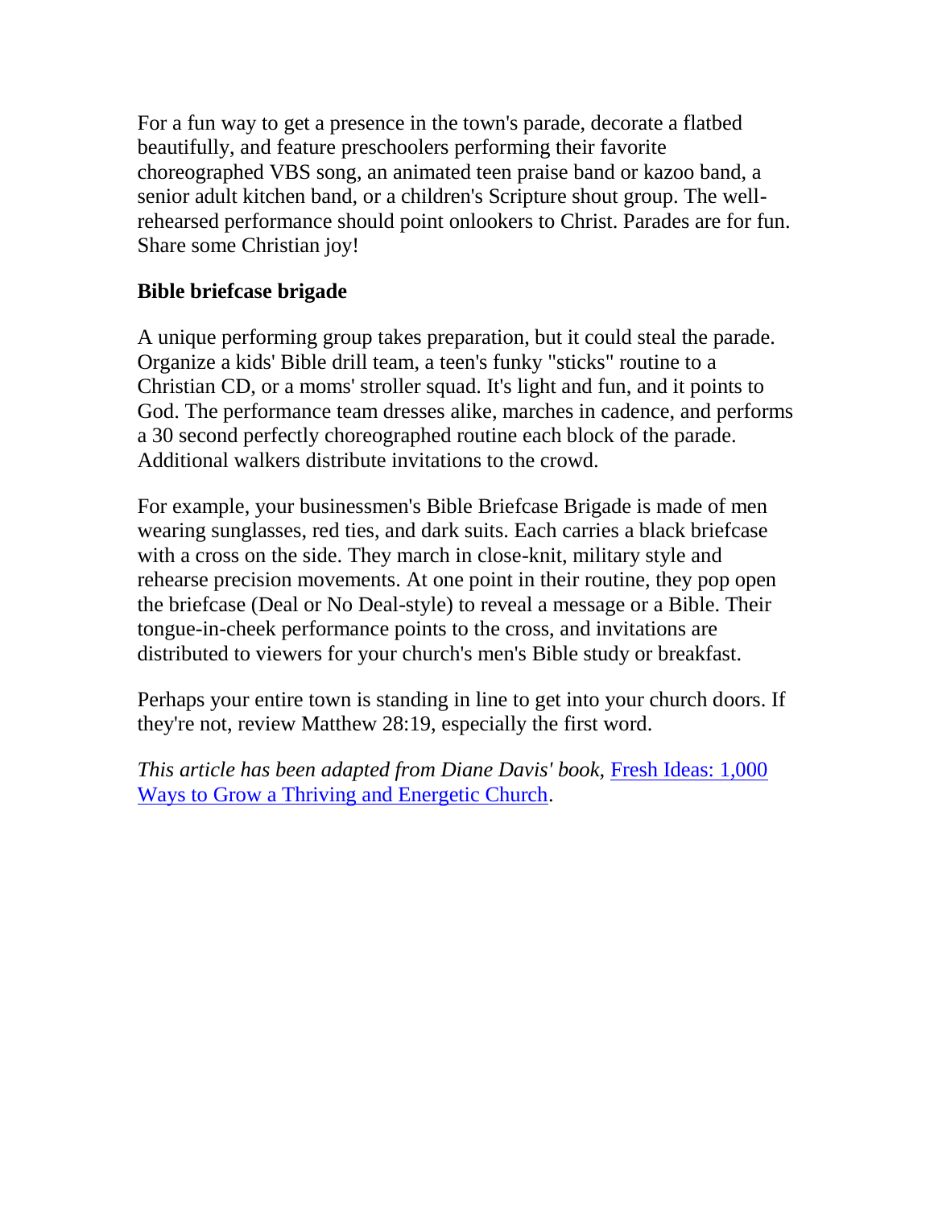For a fun way to get a presence in the town's parade, decorate a flatbed beautifully, and feature preschoolers performing their favorite choreographed VBS song, an animated teen praise band or kazoo band, a senior adult kitchen band, or a children's Scripture shout group. The well-rehearsed performance should point onlookers to Christ. Parades are for fun. Share some Christian joy!

**Bible briefcase brigade**

A unique performing group takes preparation, but it could steal the parade. Organize a kids' Bible drill team, a teen's funky "sticks" routine to a Christian CD, or a moms' stroller squad. It's light and fun, and it points to God. The performance team dresses alike, marches in cadence, and performs a 30 second perfectly choreographed routine each block of the parade. Additional walkers distribute invitations to the crowd.

For example, your businessmen's Bible Briefcase Brigade is made of men wearing sunglasses, red ties, and dark suits. Each carries a black briefcase with a cross on the side. They march in close-knit, military style and rehearse precision movements. At one point in their routine, they pop open the briefcase (Deal or No Deal-style) to reveal a message or a Bible. Their tongue-in-cheek performance points to the cross, and invitations are distributed to viewers for your church's men's Bible study or breakfast.

Perhaps your entire town is standing in line to get into your church doors. If they're not, review Matthew 28:19, especially the first word.

*This article has been adapted from Diane Davis' book,* [Fresh Ideas: 1,000 Ways to Grow a Thriving and Energetic Church].